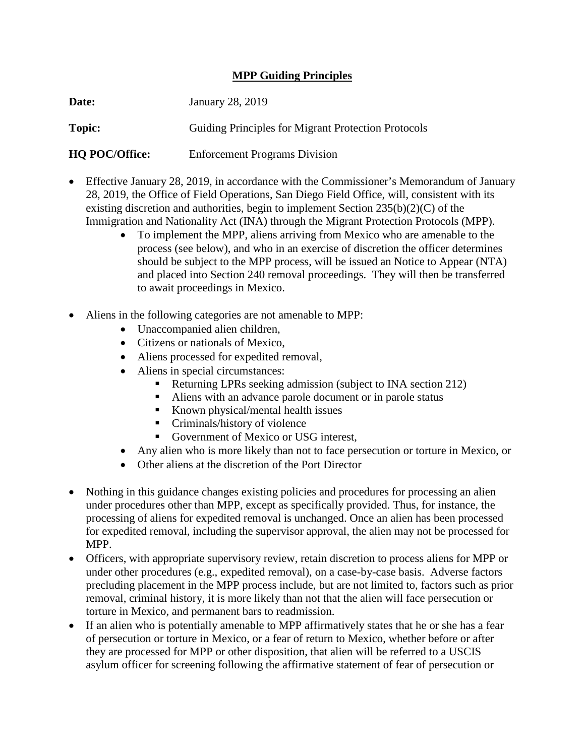**MPP Guiding Principles**

**Date:** January 28, 2019

**Topic:** Guiding Principles for Migrant Protection Protocols

**HQ POC/Office:** Enforcement Programs Division

- Effective January 28, 2019, in accordance with the Commissioner's Memorandum of January 28, 2019, the Office of Field Operations, San Diego Field Office, will, consistent with its existing discretion and authorities, begin to implement Section 235(b)(2)(C) of the Immigration and Nationality Act (INA) through the Migrant Protection Protocols (MPP).
    - To implement the MPP, aliens arriving from Mexico who are amenable to the process (see below), and who in an exercise of discretion the officer determines should be subject to the MPP process, will be issued an Notice to Appear (NTA) and placed into Section 240 removal proceedings. They will then be transferred to await proceedings in Mexico.

- Aliens in the following categories are not amenable to MPP:
    - Unaccompanied alien children,
    - Citizens or nationals of Mexico,
    - Aliens processed for expedited removal,
    - Aliens in special circumstances:
        - Returning LPRs seeking admission (subject to INA section 212)
        - Aliens with an advance parole document or in parole status
        - Known physical/mental health issues
        - Criminals/history of violence
        - Government of Mexico or USG interest,
    - Any alien who is more likely than not to face persecution or torture in Mexico, or
    - Other aliens at the discretion of the Port Director

- Nothing in this guidance changes existing policies and procedures for processing an alien under procedures other than MPP, except as specifically provided. Thus, for instance, the processing of aliens for expedited removal is unchanged. Once an alien has been processed for expedited removal, including the supervisor approval, the alien may not be processed for MPP.
- Officers, with appropriate supervisory review, retain discretion to process aliens for MPP or under other procedures (e.g., expedited removal), on a case-by-case basis. Adverse factors precluding placement in the MPP process include, but are not limited to, factors such as prior removal, criminal history, it is more likely than not that the alien will face persecution or torture in Mexico, and permanent bars to readmission.
- If an alien who is potentially amenable to MPP affirmatively states that he or she has a fear of persecution or torture in Mexico, or a fear of return to Mexico, whether before or after they are processed for MPP or other disposition, that alien will be referred to a USCIS asylum officer for screening following the affirmative statement of fear of persecution or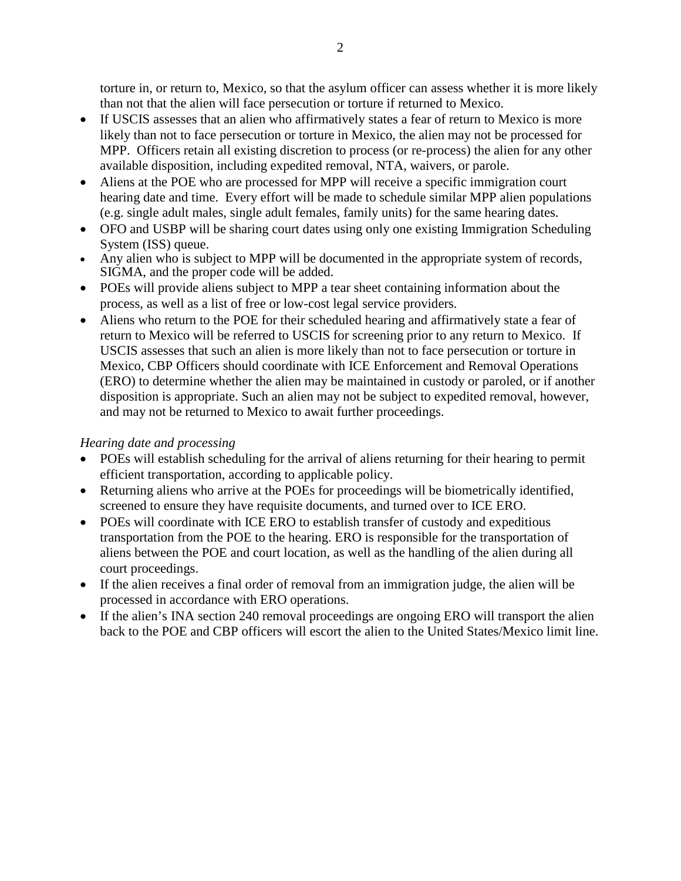torture in, or return to, Mexico, so that the asylum officer can assess whether it is more likely than not that the alien will face persecution or torture if returned to Mexico.

- If USCIS assesses that an alien who affirmatively states a fear of return to Mexico is more likely than not to face persecution or torture in Mexico, the alien may not be processed for MPP. Officers retain all existing discretion to process (or re-process) the alien for any other available disposition, including expedited removal, NTA, waivers, or parole.
- Aliens at the POE who are processed for MPP will receive a specific immigration court hearing date and time. Every effort will be made to schedule similar MPP alien populations (e.g. single adult males, single adult females, family units) for the same hearing dates.
- OFO and USBP will be sharing court dates using only one existing Immigration Scheduling System (ISS) queue.
- Any alien who is subject to MPP will be documented in the appropriate system of records, SIGMA, and the proper code will be added.
- POEs will provide aliens subject to MPP a tear sheet containing information about the process, as well as a list of free or low-cost legal service providers.
- Aliens who return to the POE for their scheduled hearing and affirmatively state a fear of return to Mexico will be referred to USCIS for screening prior to any return to Mexico. If USCIS assesses that such an alien is more likely than not to face persecution or torture in Mexico, CBP Officers should coordinate with ICE Enforcement and Removal Operations (ERO) to determine whether the alien may be maintained in custody or paroled, or if another disposition is appropriate. Such an alien may not be subject to expedited removal, however, and may not be returned to Mexico to await further proceedings.

*Hearing date and processing*

- POEs will establish scheduling for the arrival of aliens returning for their hearing to permit efficient transportation, according to applicable policy.
- Returning aliens who arrive at the POEs for proceedings will be biometrically identified, screened to ensure they have requisite documents, and turned over to ICE ERO.
- POEs will coordinate with ICE ERO to establish transfer of custody and expeditious transportation from the POE to the hearing. ERO is responsible for the transportation of aliens between the POE and court location, as well as the handling of the alien during all court proceedings.
- If the alien receives a final order of removal from an immigration judge, the alien will be processed in accordance with ERO operations.
- If the alien's INA section 240 removal proceedings are ongoing ERO will transport the alien back to the POE and CBP officers will escort the alien to the United States/Mexico limit line.